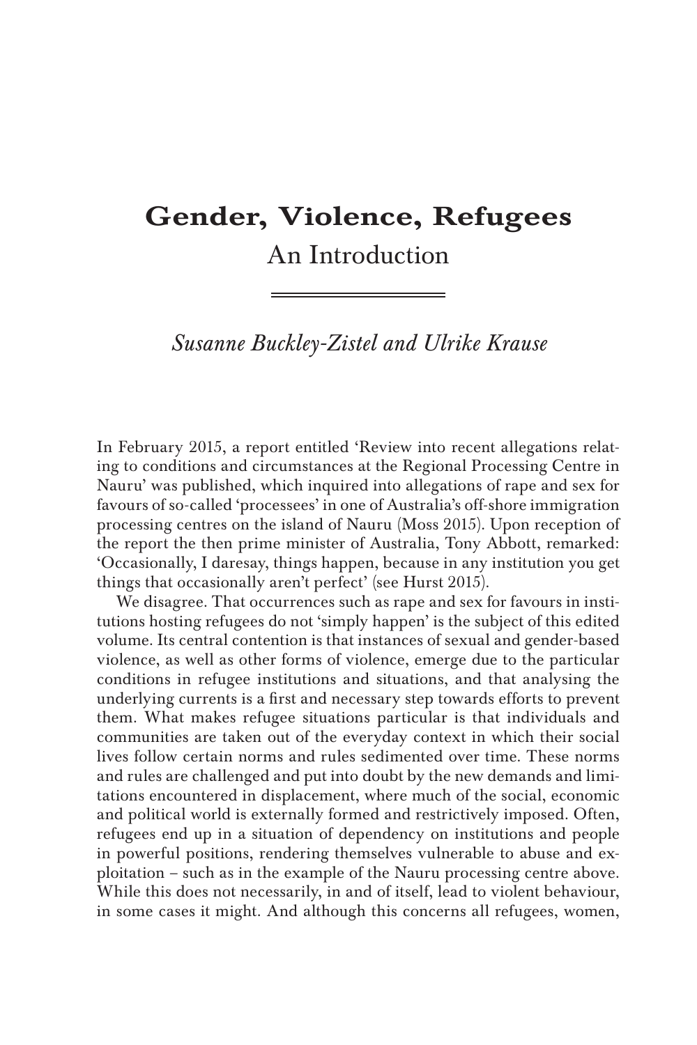# Gender, Violence, Refugees

## An Introduction

*Susanne Buckley-Zistel and Ulrike Krause*

In February 2015, a report entitled 'Review into recent allegations relating to conditions and circumstances at the Regional Processing Centre in Nauru' was published, which inquired into allegations of rape and sex for favours of so-called 'processees' in one of Australia's off-shore immigration processing centres on the island of Nauru (Moss 2015). Upon reception of the report the then prime minister of Australia, Tony Abbott, remarked: 'Occasionally, I daresay, things happen, because in any institution you get things that occasionally aren't perfect' (see Hurst 2015).

We disagree. That occurrences such as rape and sex for favours in institutions hosting refugees do not 'simply happen' is the subject of this edited volume. Its central contention is that instances of sexual and gender-based violence, as well as other forms of violence, emerge due to the particular conditions in refugee institutions and situations, and that analysing the underlying currents is a first and necessary step towards efforts to prevent them. What makes refugee situations particular is that individuals and communities are taken out of the everyday context in which their social lives follow certain norms and rules sedimented over time. These norms and rules are challenged and put into doubt by the new demands and limitations encountered in displacement, where much of the social, economic and political world is externally formed and restrictively imposed. Often, refugees end up in a situation of dependency on institutions and people in powerful positions, rendering themselves vulnerable to abuse and exploitation – such as in the example of the Nauru processing centre above. While this does not necessarily, in and of itself, lead to violent behaviour, in some cases it might. And although this concerns all refugees, women,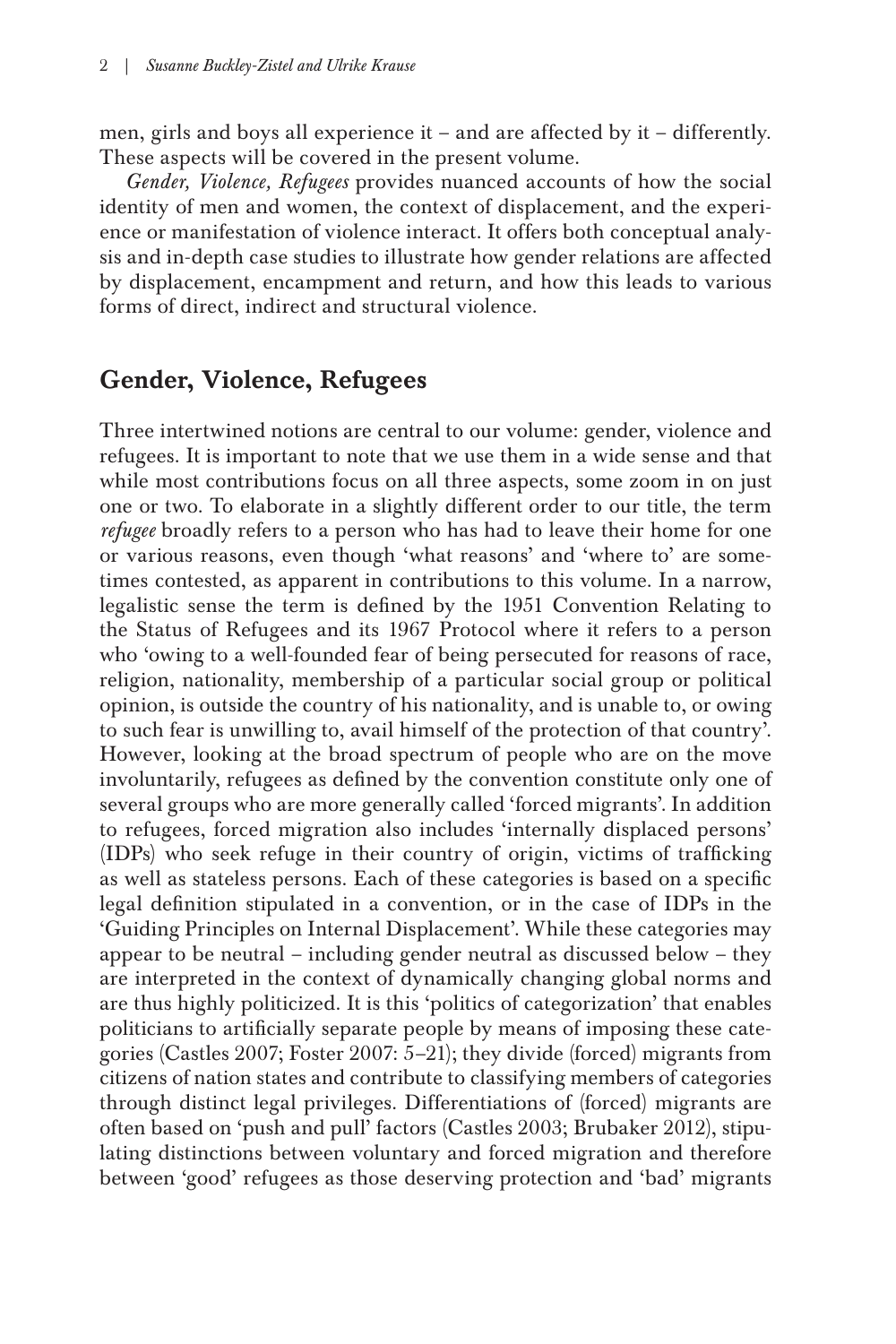men, girls and boys all experience it – and are affected by it – differently. These aspects will be covered in the present volume.

*Gender, Violence, Refugees* provides nuanced accounts of how the social identity of men and women, the context of displacement, and the experience or manifestation of violence interact. It offers both conceptual analysis and in-depth case studies to illustrate how gender relations are affected by displacement, encampment and return, and how this leads to various forms of direct, indirect and structural violence.

## Gender, Violence, Refugees

Three intertwined notions are central to our volume: gender, violence and refugees. It is important to note that we use them in a wide sense and that while most contributions focus on all three aspects, some zoom in on just one or two. To elaborate in a slightly different order to our title, the term *refugee* broadly refers to a person who has had to leave their home for one or various reasons, even though 'what reasons' and 'where to' are sometimes contested, as apparent in contributions to this volume. In a narrow, legalistic sense the term is defined by the 1951 Convention Relating to the Status of Refugees and its 1967 Protocol where it refers to a person who 'owing to a well-founded fear of being persecuted for reasons of race, religion, nationality, membership of a particular social group or political opinion, is outside the country of his nationality, and is unable to, or owing to such fear is unwilling to, avail himself of the protection of that country'. However, looking at the broad spectrum of people who are on the move involuntarily, refugees as defined by the convention constitute only one of several groups who are more generally called 'forced migrants'. In addition to refugees, forced migration also includes 'internally displaced persons' (IDPs) who seek refuge in their country of origin, victims of trafficking as well as stateless persons. Each of these categories is based on a specific legal definition stipulated in a convention, or in the case of IDPs in the 'Guiding Principles on Internal Displacement'. While these categories may appear to be neutral – including gender neutral as discussed below – they are interpreted in the context of dynamically changing global norms and are thus highly politicized. It is this 'politics of categorization' that enables politicians to artificially separate people by means of imposing these categories (Castles 2007; Foster 2007: 5–21); they divide (forced) migrants from citizens of nation states and contribute to classifying members of categories through distinct legal privileges. Differentiations of (forced) migrants are often based on 'push and pull' factors (Castles 2003; Brubaker 2012), stipulating distinctions between voluntary and forced migration and therefore between 'good' refugees as those deserving protection and 'bad' migrants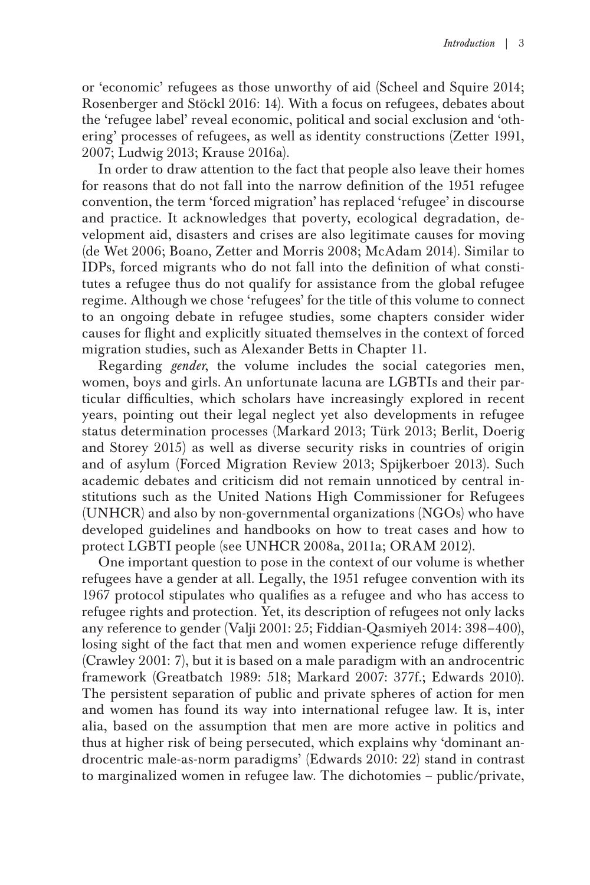or 'economic' refugees as those unworthy of aid (Scheel and Squire 2014; Rosenberger and Stöckl 2016: 14). With a focus on refugees, debates about the 'refugee label' reveal economic, political and social exclusion and 'othering' processes of refugees, as well as identity constructions (Zetter 1991, 2007; Ludwig 2013; Krause 2016a).

In order to draw attention to the fact that people also leave their homes for reasons that do not fall into the narrow definition of the 1951 refugee convention, the term 'forced migration' has replaced 'refugee' in discourse and practice. It acknowledges that poverty, ecological degradation, development aid, disasters and crises are also legitimate causes for moving (de Wet 2006; Boano, Zetter and Morris 2008; McAdam 2014). Similar to IDPs, forced migrants who do not fall into the definition of what constitutes a refugee thus do not qualify for assistance from the global refugee regime. Although we chose 'refugees' for the title of this volume to connect to an ongoing debate in refugee studies, some chapters consider wider causes for flight and explicitly situated themselves in the context of forced migration studies, such as Alexander Betts in Chapter 11.

Regarding *gender*, the volume includes the social categories men, women, boys and girls. An unfortunate lacuna are LGBTIs and their particular difficulties, which scholars have increasingly explored in recent years, pointing out their legal neglect yet also developments in refugee status determination processes (Markard 2013; Türk 2013; Berlit, Doerig and Storey 2015) as well as diverse security risks in countries of origin and of asylum (Forced Migration Review 2013; Spijkerboer 2013). Such academic debates and criticism did not remain unnoticed by central institutions such as the United Nations High Commissioner for Refugees (UNHCR) and also by non-governmental organizations (NGOs) who have developed guidelines and handbooks on how to treat cases and how to protect LGBTI people (see UNHCR 2008a, 2011a; ORAM 2012).

One important question to pose in the context of our volume is whether refugees have a gender at all. Legally, the 1951 refugee convention with its 1967 protocol stipulates who qualifies as a refugee and who has access to refugee rights and protection. Yet, its description of refugees not only lacks any reference to gender (Valji 2001: 25; Fiddian-Qasmiyeh 2014: 398–400), losing sight of the fact that men and women experience refuge differently (Crawley 2001: 7), but it is based on a male paradigm with an androcentric framework (Greatbatch 1989: 518; Markard 2007: 377f.; Edwards 2010). The persistent separation of public and private spheres of action for men and women has found its way into international refugee law. It is, inter alia, based on the assumption that men are more active in politics and thus at higher risk of being persecuted, which explains why 'dominant androcentric male-as-norm paradigms' (Edwards 2010: 22) stand in contrast to marginalized women in refugee law. The dichotomies – public/private,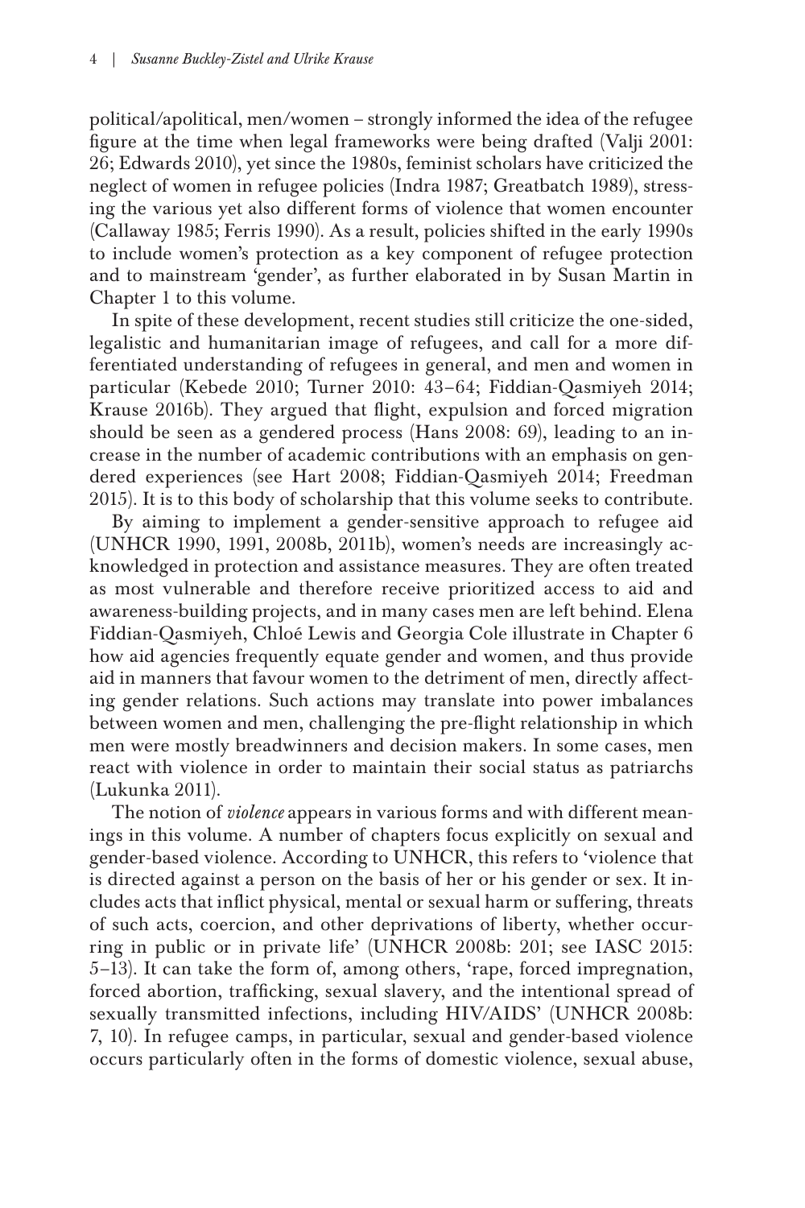political/apolitical, men/women – strongly informed the idea of the refugee figure at the time when legal frameworks were being drafted (Valji 2001: 26; Edwards 2010), yet since the 1980s, feminist scholars have criticized the neglect of women in refugee policies (Indra 1987; Greatbatch 1989), stressing the various yet also different forms of violence that women encounter (Callaway 1985; Ferris 1990). As a result, policies shifted in the early 1990s to include women's protection as a key component of refugee protection and to mainstream 'gender', as further elaborated in by Susan Martin in Chapter 1 to this volume.

In spite of these development, recent studies still criticize the one-sided, legalistic and humanitarian image of refugees, and call for a more differentiated understanding of refugees in general, and men and women in particular (Kebede 2010; Turner 2010: 43–64; Fiddian-Qasmiyeh 2014; Krause 2016b). They argued that flight, expulsion and forced migration should be seen as a gendered process (Hans 2008: 69), leading to an increase in the number of academic contributions with an emphasis on gendered experiences (see Hart 2008; Fiddian-Qasmiyeh 2014; Freedman 2015). It is to this body of scholarship that this volume seeks to contribute.

By aiming to implement a gender-sensitive approach to refugee aid (UNHCR 1990, 1991, 2008b, 2011b), women's needs are increasingly acknowledged in protection and assistance measures. They are often treated as most vulnerable and therefore receive prioritized access to aid and awareness-building projects, and in many cases men are left behind. Elena Fiddian-Qasmiyeh, Chloé Lewis and Georgia Cole illustrate in Chapter 6 how aid agencies frequently equate gender and women, and thus provide aid in manners that favour women to the detriment of men, directly affecting gender relations. Such actions may translate into power imbalances between women and men, challenging the pre-flight relationship in which men were mostly breadwinners and decision makers. In some cases, men react with violence in order to maintain their social status as patriarchs (Lukunka 2011).

The notion of *violence* appears in various forms and with different meanings in this volume. A number of chapters focus explicitly on sexual and gender-based violence. According to UNHCR, this refers to 'violence that is directed against a person on the basis of her or his gender or sex. It includes acts that inflict physical, mental or sexual harm or suffering, threats of such acts, coercion, and other deprivations of liberty, whether occurring in public or in private life' (UNHCR 2008b: 201; see IASC 2015: 5–13). It can take the form of, among others, 'rape, forced impregnation, forced abortion, trafficking, sexual slavery, and the intentional spread of sexually transmitted infections, including HIV/AIDS' (UNHCR 2008b: 7, 10). In refugee camps, in particular, sexual and gender-based violence occurs particularly often in the forms of domestic violence, sexual abuse,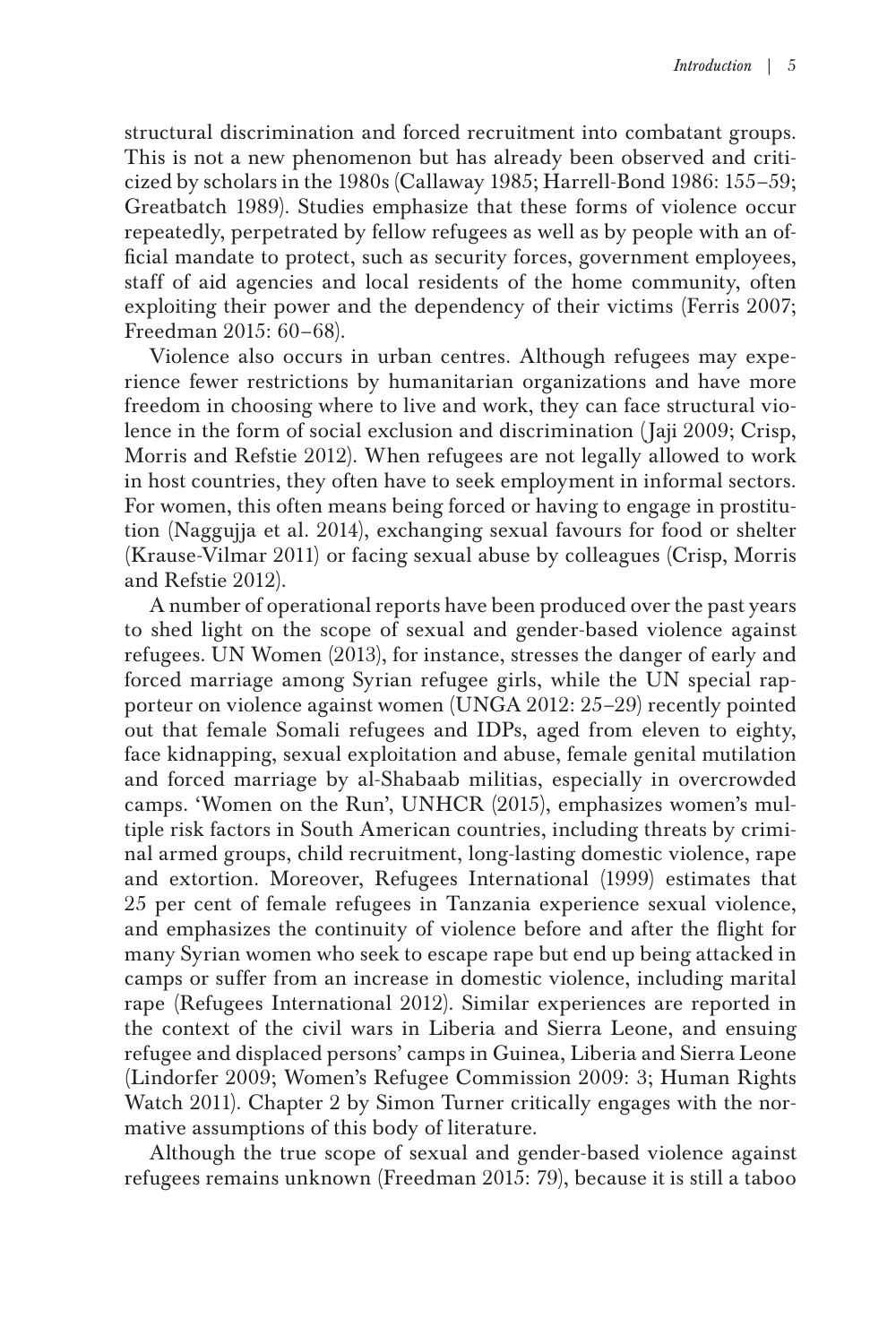structural discrimination and forced recruitment into combatant groups. This is not a new phenomenon but has already been observed and criticized by scholars in the 1980s (Callaway 1985; Harrell-Bond 1986: 155–59; Greatbatch 1989). Studies emphasize that these forms of violence occur repeatedly, perpetrated by fellow refugees as well as by people with an official mandate to protect, such as security forces, government employees, staff of aid agencies and local residents of the home community, often exploiting their power and the dependency of their victims (Ferris 2007; Freedman 2015: 60–68).

Violence also occurs in urban centres. Although refugees may experience fewer restrictions by humanitarian organizations and have more freedom in choosing where to live and work, they can face structural violence in the form of social exclusion and discrimination (Jaji 2009; Crisp, Morris and Refstie 2012). When refugees are not legally allowed to work in host countries, they often have to seek employment in informal sectors. For women, this often means being forced or having to engage in prostitution (Naggujja et al. 2014), exchanging sexual favours for food or shelter (Krause-Vilmar 2011) or facing sexual abuse by colleagues (Crisp, Morris and Refstie 2012).

A number of operational reports have been produced over the past years to shed light on the scope of sexual and gender-based violence against refugees. UN Women (2013), for instance, stresses the danger of early and forced marriage among Syrian refugee girls, while the UN special rapporteur on violence against women (UNGA 2012: 25–29) recently pointed out that female Somali refugees and IDPs, aged from eleven to eighty, face kidnapping, sexual exploitation and abuse, female genital mutilation and forced marriage by al-Shabaab militias, especially in overcrowded camps. 'Women on the Run', UNHCR (2015), emphasizes women's multiple risk factors in South American countries, including threats by criminal armed groups, child recruitment, long-lasting domestic violence, rape and extortion. Moreover, Refugees International (1999) estimates that 25 per cent of female refugees in Tanzania experience sexual violence, and emphasizes the continuity of violence before and after the flight for many Syrian women who seek to escape rape but end up being attacked in camps or suffer from an increase in domestic violence, including marital rape (Refugees International 2012). Similar experiences are reported in the context of the civil wars in Liberia and Sierra Leone, and ensuing refugee and displaced persons' camps in Guinea, Liberia and Sierra Leone (Lindorfer 2009; Women's Refugee Commission 2009: 3; Human Rights Watch 2011). Chapter 2 by Simon Turner critically engages with the normative assumptions of this body of literature.

Although the true scope of sexual and gender-based violence against refugees remains unknown (Freedman 2015: 79), because it is still a taboo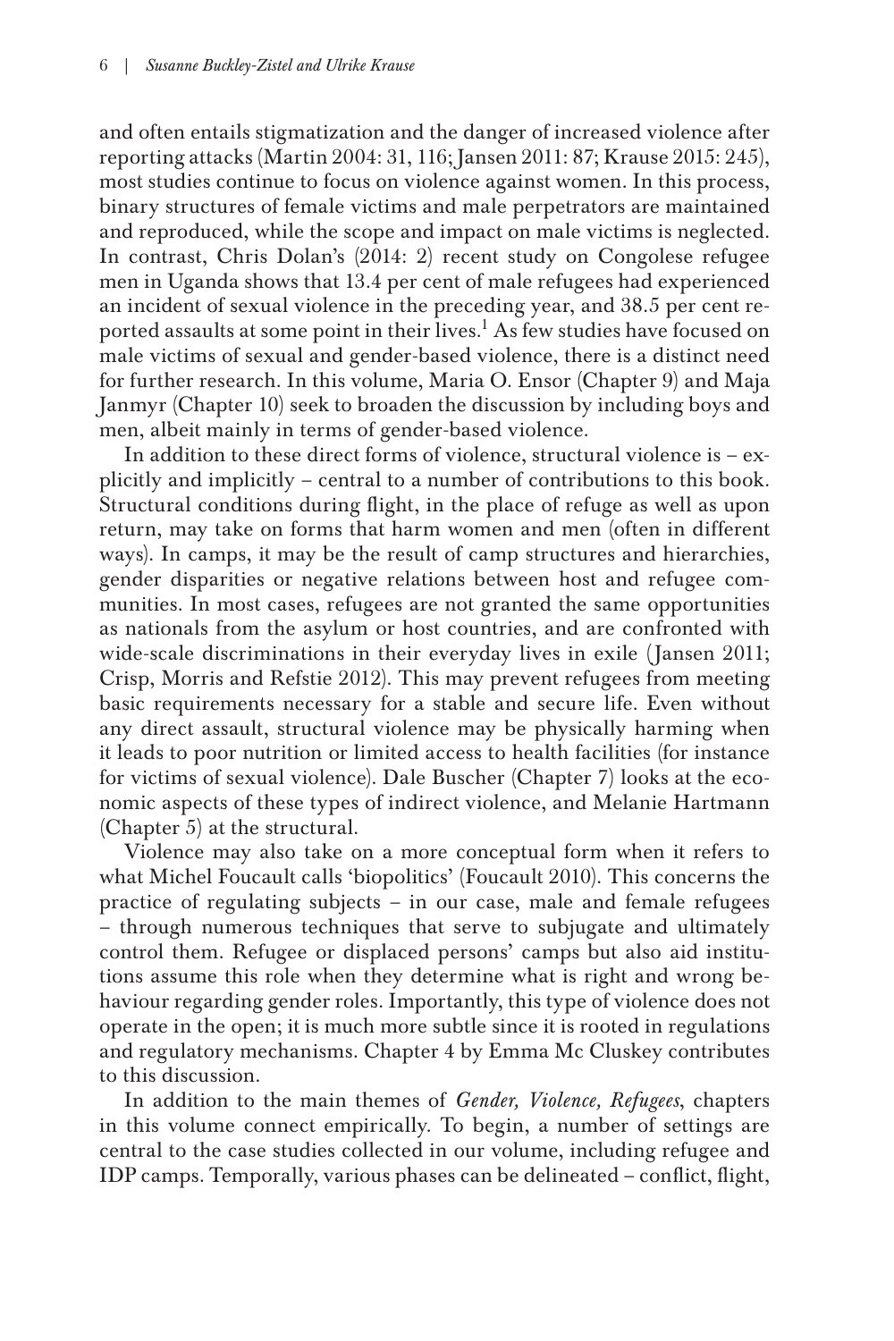and often entails stigmatization and the danger of increased violence after reporting attacks (Martin 2004: 31, 116; Jansen 2011: 87; Krause 2015: 245), most studies continue to focus on violence against women. In this process, binary structures of female victims and male perpetrators are maintained and reproduced, while the scope and impact on male victims is neglected. In contrast, Chris Dolan's (2014: 2) recent study on Congolese refugee men in Uganda shows that 13.4 per cent of male refugees had experienced an incident of sexual violence in the preceding year, and 38.5 per cent reported assaults at some point in their lives.[1] As few studies have focused on male victims of sexual and gender-based violence, there is a distinct need for further research. In this volume, Maria O. Ensor (Chapter 9) and Maja Janmyr (Chapter 10) seek to broaden the discussion by including boys and men, albeit mainly in terms of gender-based violence.

In addition to these direct forms of violence, structural violence is – explicitly and implicitly – central to a number of contributions to this book. Structural conditions during flight, in the place of refuge as well as upon return, may take on forms that harm women and men (often in different ways). In camps, it may be the result of camp structures and hierarchies, gender disparities or negative relations between host and refugee communities. In most cases, refugees are not granted the same opportunities as nationals from the asylum or host countries, and are confronted with wide-scale discriminations in their everyday lives in exile (Jansen 2011; Crisp, Morris and Refstie 2012). This may prevent refugees from meeting basic requirements necessary for a stable and secure life. Even without any direct assault, structural violence may be physically harming when it leads to poor nutrition or limited access to health facilities (for instance for victims of sexual violence). Dale Buscher (Chapter 7) looks at the economic aspects of these types of indirect violence, and Melanie Hartmann (Chapter 5) at the structural.

Violence may also take on a more conceptual form when it refers to what Michel Foucault calls 'biopolitics' (Foucault 2010). This concerns the practice of regulating subjects – in our case, male and female refugees – through numerous techniques that serve to subjugate and ultimately control them. Refugee or displaced persons' camps but also aid institutions assume this role when they determine what is right and wrong behaviour regarding gender roles. Importantly, this type of violence does not operate in the open; it is much more subtle since it is rooted in regulations and regulatory mechanisms. Chapter 4 by Emma Mc Cluskey contributes to this discussion.

In addition to the main themes of *Gender, Violence, Refugees*, chapters in this volume connect empirically. To begin, a number of settings are central to the case studies collected in our volume, including refugee and IDP camps. Temporally, various phases can be delineated – conflict, flight,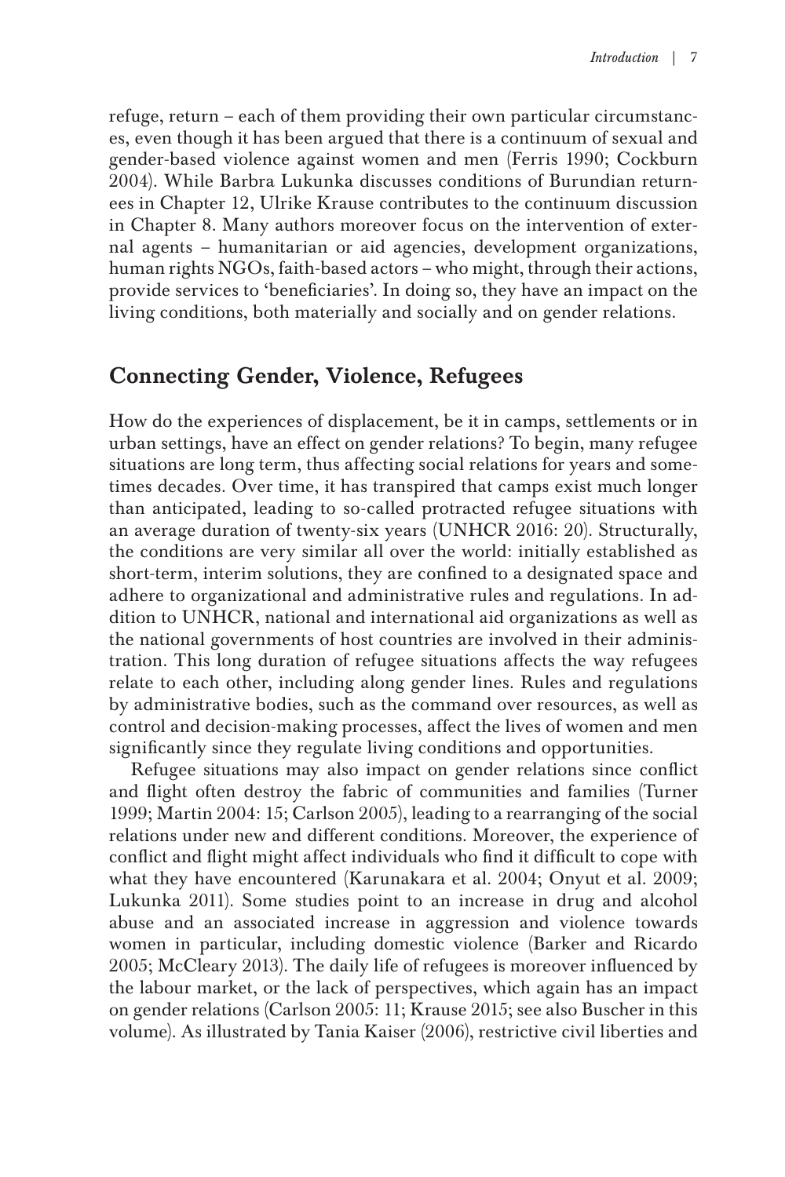refuge, return – each of them providing their own particular circumstances, even though it has been argued that there is a continuum of sexual and gender-based violence against women and men (Ferris 1990; Cockburn 2004). While Barbra Lukunka discusses conditions of Burundian returnees in Chapter 12, Ulrike Krause contributes to the continuum discussion in Chapter 8. Many authors moreover focus on the intervention of external agents – humanitarian or aid agencies, development organizations, human rights NGOs, faith-based actors – who might, through their actions, provide services to 'beneficiaries'. In doing so, they have an impact on the living conditions, both materially and socially and on gender relations.

## Connecting Gender, Violence, Refugees

How do the experiences of displacement, be it in camps, settlements or in urban settings, have an effect on gender relations? To begin, many refugee situations are long term, thus affecting social relations for years and sometimes decades. Over time, it has transpired that camps exist much longer than anticipated, leading to so-called protracted refugee situations with an average duration of twenty-six years (UNHCR 2016: 20). Structurally, the conditions are very similar all over the world: initially established as short-term, interim solutions, they are confined to a designated space and adhere to organizational and administrative rules and regulations. In addition to UNHCR, national and international aid organizations as well as the national governments of host countries are involved in their administration. This long duration of refugee situations affects the way refugees relate to each other, including along gender lines. Rules and regulations by administrative bodies, such as the command over resources, as well as control and decision-making processes, affect the lives of women and men significantly since they regulate living conditions and opportunities.

Refugee situations may also impact on gender relations since conflict and flight often destroy the fabric of communities and families (Turner 1999; Martin 2004: 15; Carlson 2005), leading to a rearranging of the social relations under new and different conditions. Moreover, the experience of conflict and flight might affect individuals who find it difficult to cope with what they have encountered (Karunakara et al. 2004; Onyut et al. 2009; Lukunka 2011). Some studies point to an increase in drug and alcohol abuse and an associated increase in aggression and violence towards women in particular, including domestic violence (Barker and Ricardo 2005; McCleary 2013). The daily life of refugees is moreover influenced by the labour market, or the lack of perspectives, which again has an impact on gender relations (Carlson 2005: 11; Krause 2015; see also Buscher in this volume). As illustrated by Tania Kaiser (2006), restrictive civil liberties and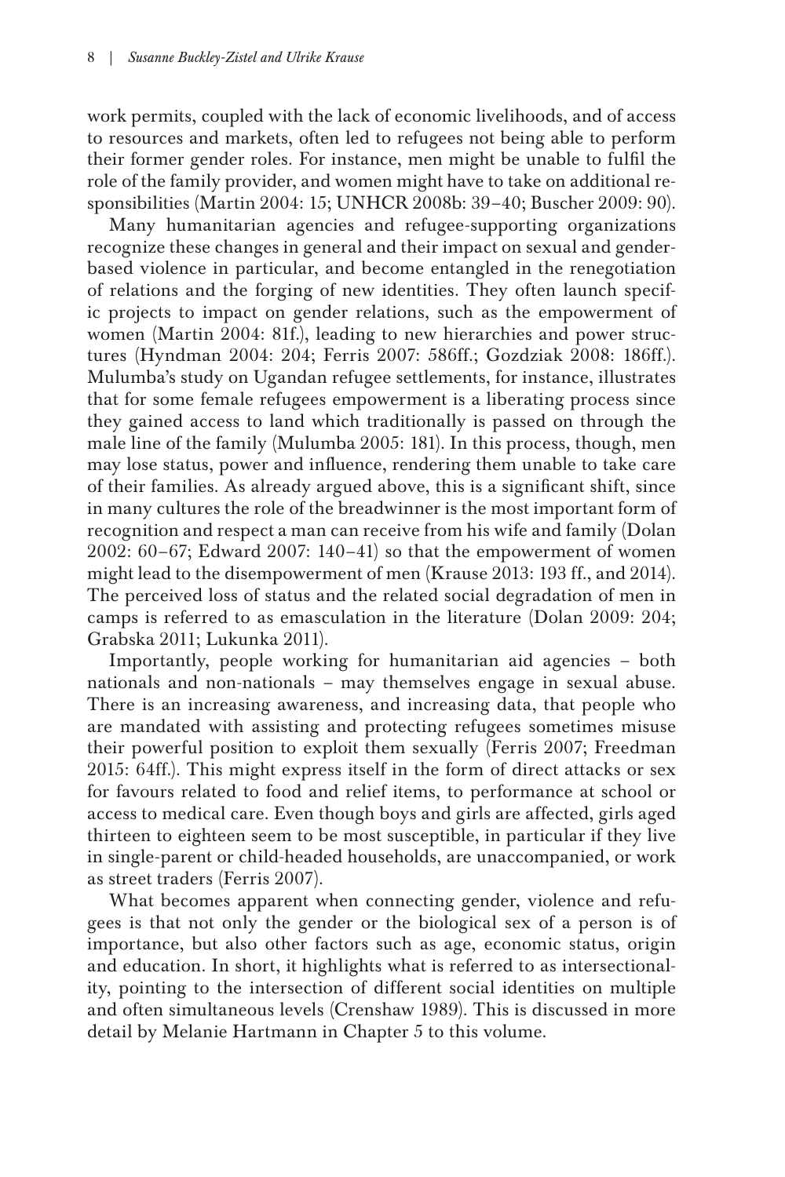work permits, coupled with the lack of economic livelihoods, and of access to resources and markets, often led to refugees not being able to perform their former gender roles. For instance, men might be unable to fulfil the role of the family provider, and women might have to take on additional responsibilities (Martin 2004: 15; UNHCR 2008b: 39–40; Buscher 2009: 90).

Many humanitarian agencies and refugee-supporting organizations recognize these changes in general and their impact on sexual and gender-based violence in particular, and become entangled in the renegotiation of relations and the forging of new identities. They often launch specific projects to impact on gender relations, such as the empowerment of women (Martin 2004: 81f.), leading to new hierarchies and power structures (Hyndman 2004: 204; Ferris 2007: 586ff.; Gozdziak 2008: 186ff.). Mulumba's study on Ugandan refugee settlements, for instance, illustrates that for some female refugees empowerment is a liberating process since they gained access to land which traditionally is passed on through the male line of the family (Mulumba 2005: 181). In this process, though, men may lose status, power and influence, rendering them unable to take care of their families. As already argued above, this is a significant shift, since in many cultures the role of the breadwinner is the most important form of recognition and respect a man can receive from his wife and family (Dolan 2002: 60–67; Edward 2007: 140–41) so that the empowerment of women might lead to the disempowerment of men (Krause 2013: 193 ff., and 2014). The perceived loss of status and the related social degradation of men in camps is referred to as emasculation in the literature (Dolan 2009: 204; Grabska 2011; Lukunka 2011).

Importantly, people working for humanitarian aid agencies – both nationals and non-nationals – may themselves engage in sexual abuse. There is an increasing awareness, and increasing data, that people who are mandated with assisting and protecting refugees sometimes misuse their powerful position to exploit them sexually (Ferris 2007; Freedman 2015: 64ff.). This might express itself in the form of direct attacks or sex for favours related to food and relief items, to performance at school or access to medical care. Even though boys and girls are affected, girls aged thirteen to eighteen seem to be most susceptible, in particular if they live in single-parent or child-headed households, are unaccompanied, or work as street traders (Ferris 2007).

What becomes apparent when connecting gender, violence and refugees is that not only the gender or the biological sex of a person is of importance, but also other factors such as age, economic status, origin and education. In short, it highlights what is referred to as intersectionality, pointing to the intersection of different social identities on multiple and often simultaneous levels (Crenshaw 1989). This is discussed in more detail by Melanie Hartmann in Chapter 5 to this volume.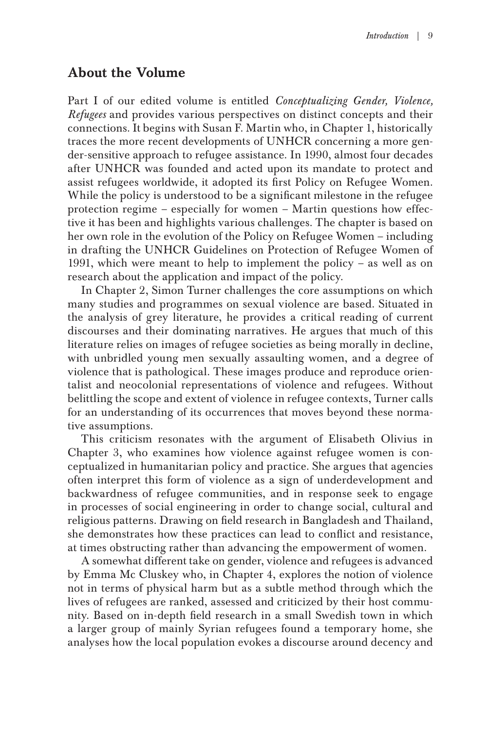## About the Volume

Part I of our edited volume is entitled *Conceptualizing Gender, Violence, Refugees* and provides various perspectives on distinct concepts and their connections. It begins with Susan F. Martin who, in Chapter 1, historically traces the more recent developments of UNHCR concerning a more gender-sensitive approach to refugee assistance. In 1990, almost four decades after UNHCR was founded and acted upon its mandate to protect and assist refugees worldwide, it adopted its first Policy on Refugee Women. While the policy is understood to be a significant milestone in the refugee protection regime – especially for women – Martin questions how effective it has been and highlights various challenges. The chapter is based on her own role in the evolution of the Policy on Refugee Women – including in drafting the UNHCR Guidelines on Protection of Refugee Women of 1991, which were meant to help to implement the policy – as well as on research about the application and impact of the policy.

In Chapter 2, Simon Turner challenges the core assumptions on which many studies and programmes on sexual violence are based. Situated in the analysis of grey literature, he provides a critical reading of current discourses and their dominating narratives. He argues that much of this literature relies on images of refugee societies as being morally in decline, with unbridled young men sexually assaulting women, and a degree of violence that is pathological. These images produce and reproduce orientalist and neocolonial representations of violence and refugees. Without belittling the scope and extent of violence in refugee contexts, Turner calls for an understanding of its occurrences that moves beyond these normative assumptions.

This criticism resonates with the argument of Elisabeth Olivius in Chapter 3, who examines how violence against refugee women is conceptualized in humanitarian policy and practice. She argues that agencies often interpret this form of violence as a sign of underdevelopment and backwardness of refugee communities, and in response seek to engage in processes of social engineering in order to change social, cultural and religious patterns. Drawing on field research in Bangladesh and Thailand, she demonstrates how these practices can lead to conflict and resistance, at times obstructing rather than advancing the empowerment of women.

A somewhat different take on gender, violence and refugees is advanced by Emma Mc Cluskey who, in Chapter 4, explores the notion of violence not in terms of physical harm but as a subtle method through which the lives of refugees are ranked, assessed and criticized by their host community. Based on in-depth field research in a small Swedish town in which a larger group of mainly Syrian refugees found a temporary home, she analyses how the local population evokes a discourse around decency and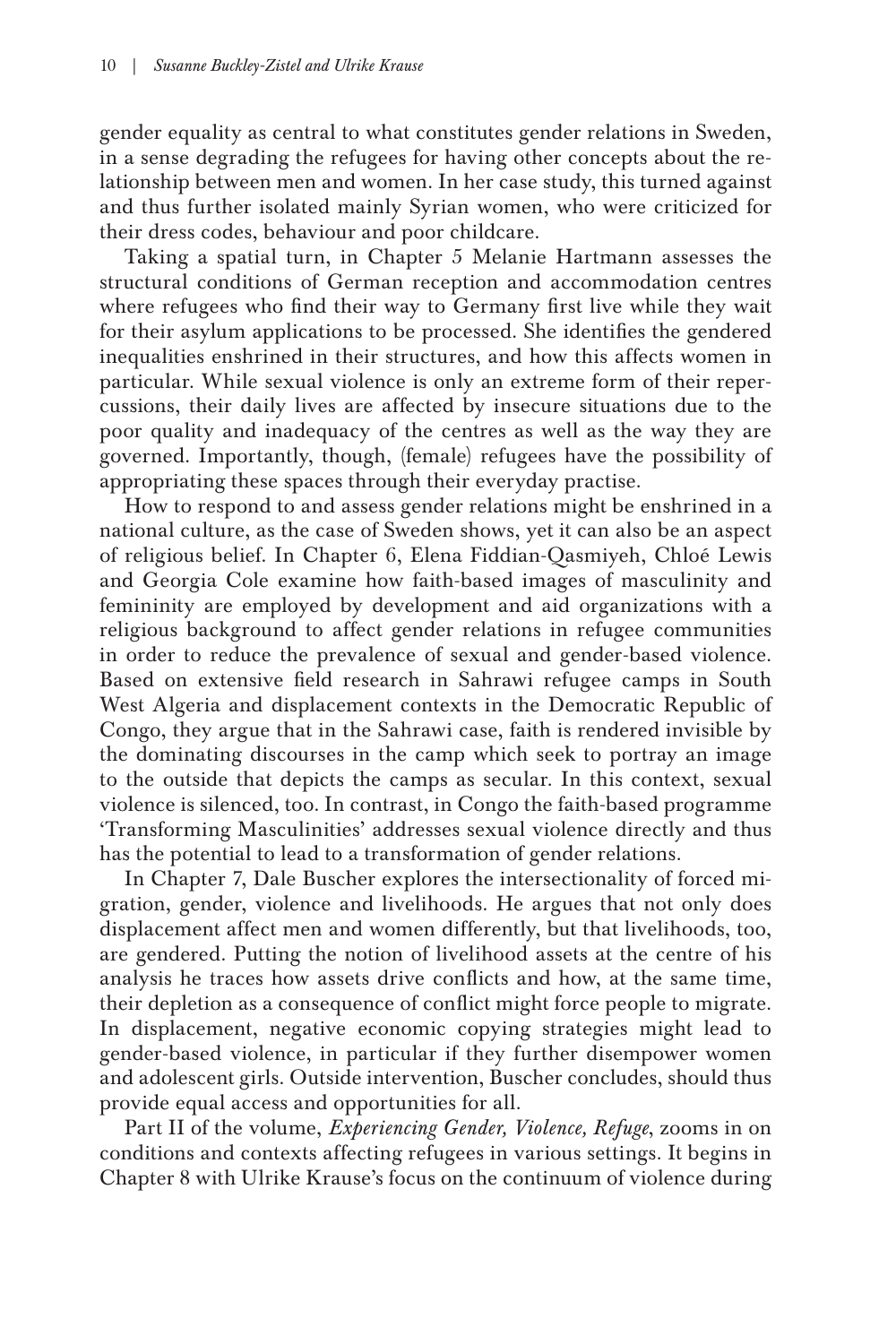gender equality as central to what constitutes gender relations in Sweden, in a sense degrading the refugees for having other concepts about the relationship between men and women. In her case study, this turned against and thus further isolated mainly Syrian women, who were criticized for their dress codes, behaviour and poor childcare.

Taking a spatial turn, in Chapter 5 Melanie Hartmann assesses the structural conditions of German reception and accommodation centres where refugees who find their way to Germany first live while they wait for their asylum applications to be processed. She identifies the gendered inequalities enshrined in their structures, and how this affects women in particular. While sexual violence is only an extreme form of their repercussions, their daily lives are affected by insecure situations due to the poor quality and inadequacy of the centres as well as the way they are governed. Importantly, though, (female) refugees have the possibility of appropriating these spaces through their everyday practise.

How to respond to and assess gender relations might be enshrined in a national culture, as the case of Sweden shows, yet it can also be an aspect of religious belief. In Chapter 6, Elena Fiddian-Qasmiyeh, Chloé Lewis and Georgia Cole examine how faith-based images of masculinity and femininity are employed by development and aid organizations with a religious background to affect gender relations in refugee communities in order to reduce the prevalence of sexual and gender-based violence. Based on extensive field research in Sahrawi refugee camps in South West Algeria and displacement contexts in the Democratic Republic of Congo, they argue that in the Sahrawi case, faith is rendered invisible by the dominating discourses in the camp which seek to portray an image to the outside that depicts the camps as secular. In this context, sexual violence is silenced, too. In contrast, in Congo the faith-based programme 'Transforming Masculinities' addresses sexual violence directly and thus has the potential to lead to a transformation of gender relations.

In Chapter 7, Dale Buscher explores the intersectionality of forced migration, gender, violence and livelihoods. He argues that not only does displacement affect men and women differently, but that livelihoods, too, are gendered. Putting the notion of livelihood assets at the centre of his analysis he traces how assets drive conflicts and how, at the same time, their depletion as a consequence of conflict might force people to migrate. In displacement, negative economic copying strategies might lead to gender-based violence, in particular if they further disempower women and adolescent girls. Outside intervention, Buscher concludes, should thus provide equal access and opportunities for all.

Part II of the volume, *Experiencing Gender, Violence, Refuge*, zooms in on conditions and contexts affecting refugees in various settings. It begins in Chapter 8 with Ulrike Krause's focus on the continuum of violence during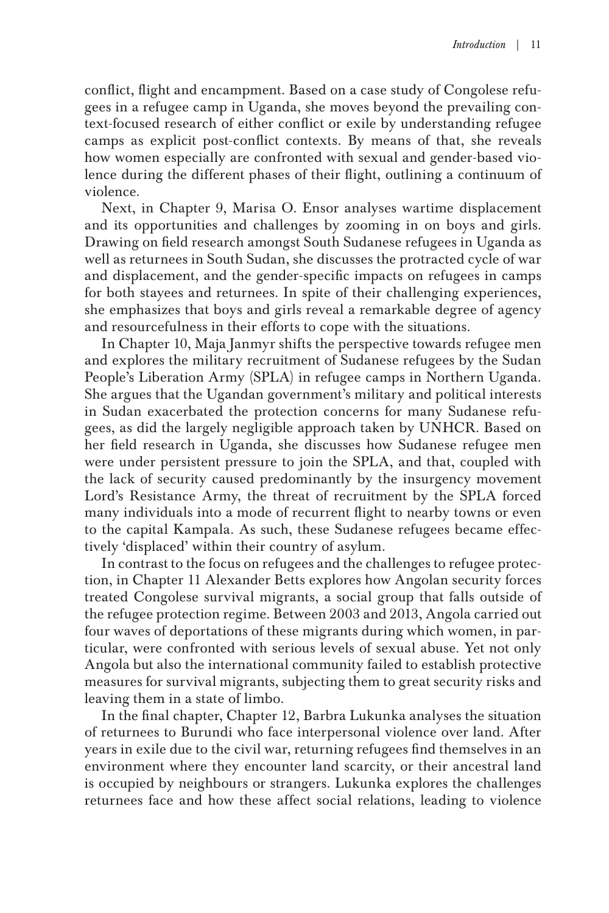conflict, flight and encampment. Based on a case study of Congolese refugees in a refugee camp in Uganda, she moves beyond the prevailing context-focused research of either conflict or exile by understanding refugee camps as explicit post-conflict contexts. By means of that, she reveals how women especially are confronted with sexual and gender-based violence during the different phases of their flight, outlining a continuum of violence.

Next, in Chapter 9, Marisa O. Ensor analyses wartime displacement and its opportunities and challenges by zooming in on boys and girls. Drawing on field research amongst South Sudanese refugees in Uganda as well as returnees in South Sudan, she discusses the protracted cycle of war and displacement, and the gender-specific impacts on refugees in camps for both stayees and returnees. In spite of their challenging experiences, she emphasizes that boys and girls reveal a remarkable degree of agency and resourcefulness in their efforts to cope with the situations.

In Chapter 10, Maja Janmyr shifts the perspective towards refugee men and explores the military recruitment of Sudanese refugees by the Sudan People's Liberation Army (SPLA) in refugee camps in Northern Uganda. She argues that the Ugandan government's military and political interests in Sudan exacerbated the protection concerns for many Sudanese refugees, as did the largely negligible approach taken by UNHCR. Based on her field research in Uganda, she discusses how Sudanese refugee men were under persistent pressure to join the SPLA, and that, coupled with the lack of security caused predominantly by the insurgency movement Lord's Resistance Army, the threat of recruitment by the SPLA forced many individuals into a mode of recurrent flight to nearby towns or even to the capital Kampala. As such, these Sudanese refugees became effectively 'displaced' within their country of asylum.

In contrast to the focus on refugees and the challenges to refugee protection, in Chapter 11 Alexander Betts explores how Angolan security forces treated Congolese survival migrants, a social group that falls outside of the refugee protection regime. Between 2003 and 2013, Angola carried out four waves of deportations of these migrants during which women, in particular, were confronted with serious levels of sexual abuse. Yet not only Angola but also the international community failed to establish protective measures for survival migrants, subjecting them to great security risks and leaving them in a state of limbo.

In the final chapter, Chapter 12, Barbra Lukunka analyses the situation of returnees to Burundi who face interpersonal violence over land. After years in exile due to the civil war, returning refugees find themselves in an environment where they encounter land scarcity, or their ancestral land is occupied by neighbours or strangers. Lukunka explores the challenges returnees face and how these affect social relations, leading to violence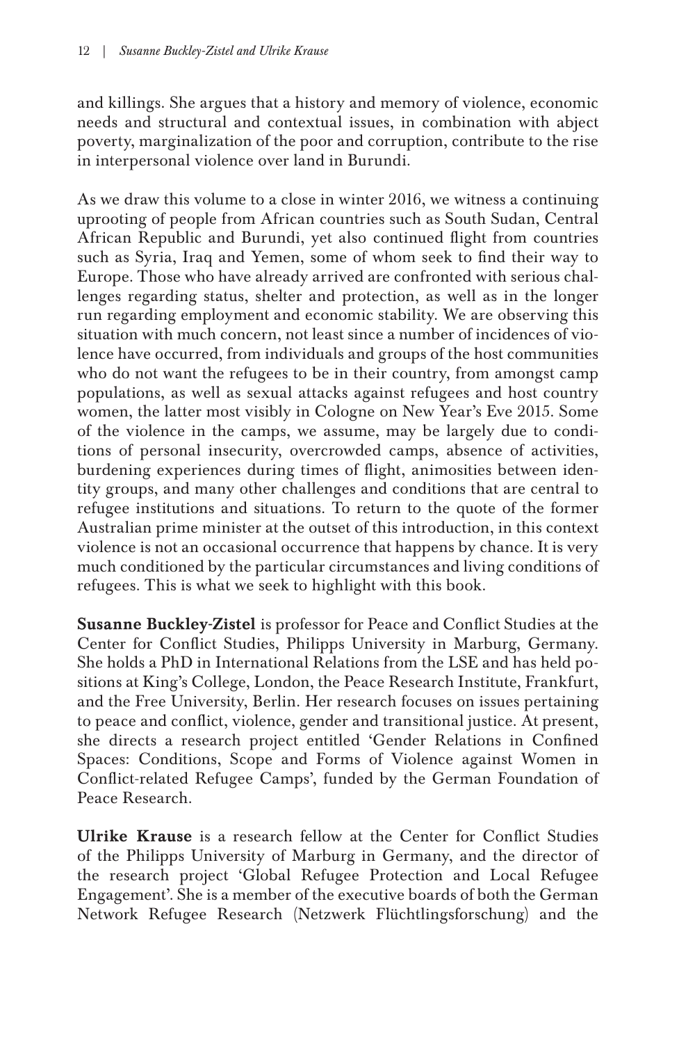and killings. She argues that a history and memory of violence, economic needs and structural and contextual issues, in combination with abject poverty, marginalization of the poor and corruption, contribute to the rise in interpersonal violence over land in Burundi.

As we draw this volume to a close in winter 2016, we witness a continuing uprooting of people from African countries such as South Sudan, Central African Republic and Burundi, yet also continued flight from countries such as Syria, Iraq and Yemen, some of whom seek to find their way to Europe. Those who have already arrived are confronted with serious challenges regarding status, shelter and protection, as well as in the longer run regarding employment and economic stability. We are observing this situation with much concern, not least since a number of incidences of violence have occurred, from individuals and groups of the host communities who do not want the refugees to be in their country, from amongst camp populations, as well as sexual attacks against refugees and host country women, the latter most visibly in Cologne on New Year's Eve 2015. Some of the violence in the camps, we assume, may be largely due to conditions of personal insecurity, overcrowded camps, absence of activities, burdening experiences during times of flight, animosities between identity groups, and many other challenges and conditions that are central to refugee institutions and situations. To return to the quote of the former Australian prime minister at the outset of this introduction, in this context violence is not an occasional occurrence that happens by chance. It is very much conditioned by the particular circumstances and living conditions of refugees. This is what we seek to highlight with this book.

**Susanne Buckley-Zistel** is professor for Peace and Conflict Studies at the Center for Conflict Studies, Philipps University in Marburg, Germany. She holds a PhD in International Relations from the LSE and has held positions at King's College, London, the Peace Research Institute, Frankfurt, and the Free University, Berlin. Her research focuses on issues pertaining to peace and conflict, violence, gender and transitional justice. At present, she directs a research project entitled 'Gender Relations in Confined Spaces: Conditions, Scope and Forms of Violence against Women in Conflict-related Refugee Camps', funded by the German Foundation of Peace Research.

**Ulrike Krause** is a research fellow at the Center for Conflict Studies of the Philipps University of Marburg in Germany, and the director of the research project 'Global Refugee Protection and Local Refugee Engagement'. She is a member of the executive boards of both the German Network Refugee Research (Netzwerk Flüchtlingsforschung) and the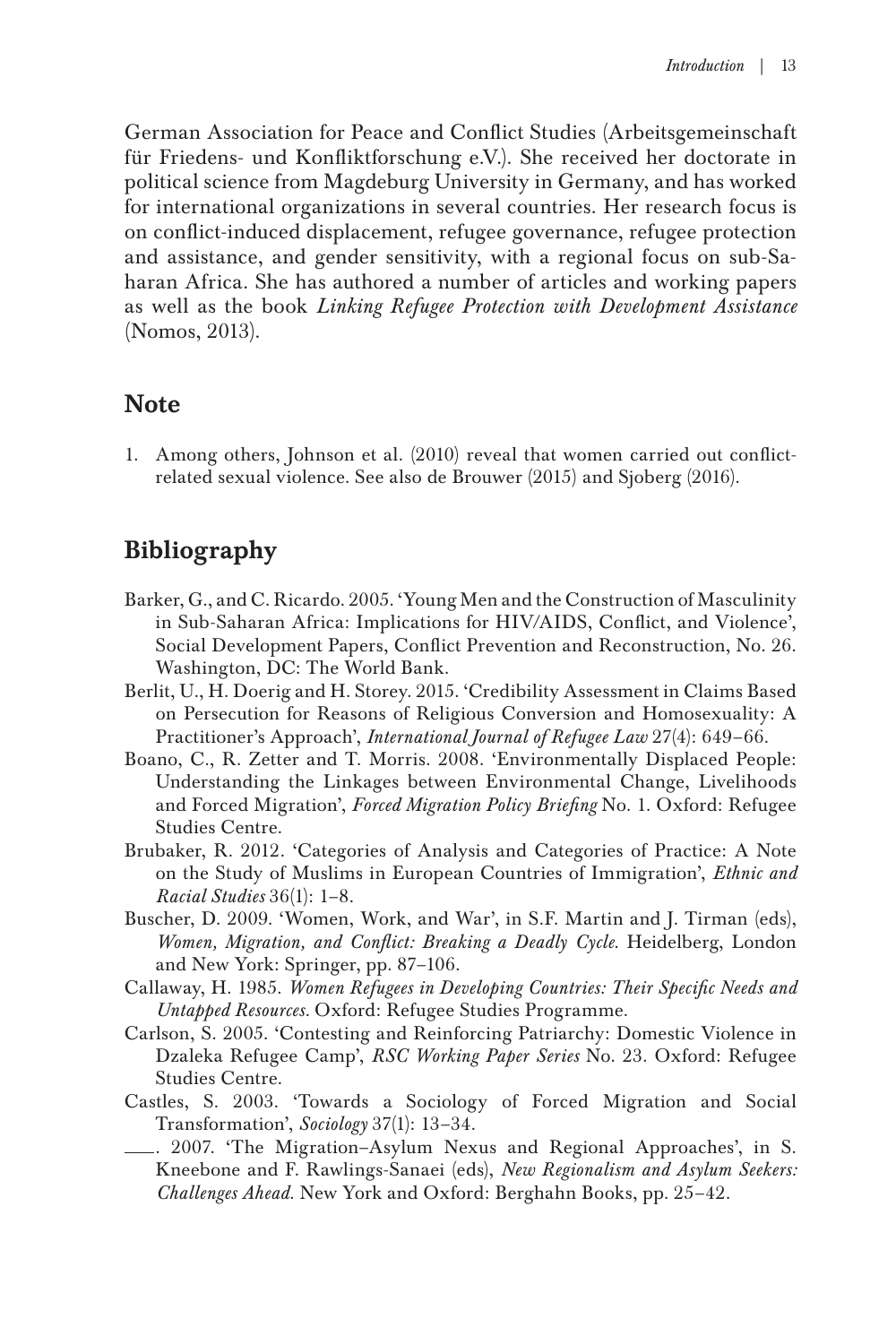German Association for Peace and Conflict Studies (Arbeitsgemeinschaft für Friedens- und Konfliktforschung e.V.). She received her doctorate in political science from Magdeburg University in Germany, and has worked for international organizations in several countries. Her research focus is on conflict-induced displacement, refugee governance, refugee protection and assistance, and gender sensitivity, with a regional focus on sub-Saharan Africa. She has authored a number of articles and working papers as well as the book *Linking Refugee Protection with Development Assistance* (Nomos, 2013).

## Note

1. Among others, Johnson et al. (2010) reveal that women carried out conflict-related sexual violence. See also de Brouwer (2015) and Sjoberg (2016).

## Bibliography

Barker, G., and C. Ricardo. 2005. 'Young Men and the Construction of Masculinity in Sub-Saharan Africa: Implications for HIV/AIDS, Conflict, and Violence', Social Development Papers, Conflict Prevention and Reconstruction, No. 26. Washington, DC: The World Bank.

Berlit, U., H. Doerig and H. Storey. 2015. 'Credibility Assessment in Claims Based on Persecution for Reasons of Religious Conversion and Homosexuality: A Practitioner's Approach', *International Journal of Refugee Law* 27(4): 649–66.

Boano, C., R. Zetter and T. Morris. 2008. 'Environmentally Displaced People: Understanding the Linkages between Environmental Change, Livelihoods and Forced Migration', *Forced Migration Policy Briefing* No. 1. Oxford: Refugee Studies Centre.

Brubaker, R. 2012. 'Categories of Analysis and Categories of Practice: A Note on the Study of Muslims in European Countries of Immigration', *Ethnic and Racial Studies* 36(1): 1–8.

Buscher, D. 2009. 'Women, Work, and War', in S.F. Martin and J. Tirman (eds), *Women, Migration, and Conflict: Breaking a Deadly Cycle*. Heidelberg, London and New York: Springer, pp. 87–106.

Callaway, H. 1985. *Women Refugees in Developing Countries: Their Specific Needs and Untapped Resources*. Oxford: Refugee Studies Programme.

Carlson, S. 2005. 'Contesting and Reinforcing Patriarchy: Domestic Violence in Dzaleka Refugee Camp', *RSC Working Paper Series* No. 23. Oxford: Refugee Studies Centre.

Castles, S. 2003. 'Towards a Sociology of Forced Migration and Social Transformation', *Sociology* 37(1): 13–34.

———. 2007. 'The Migration–Asylum Nexus and Regional Approaches', in S. Kneebone and F. Rawlings-Sanaei (eds), *New Regionalism and Asylum Seekers: Challenges Ahead*. New York and Oxford: Berghahn Books, pp. 25–42.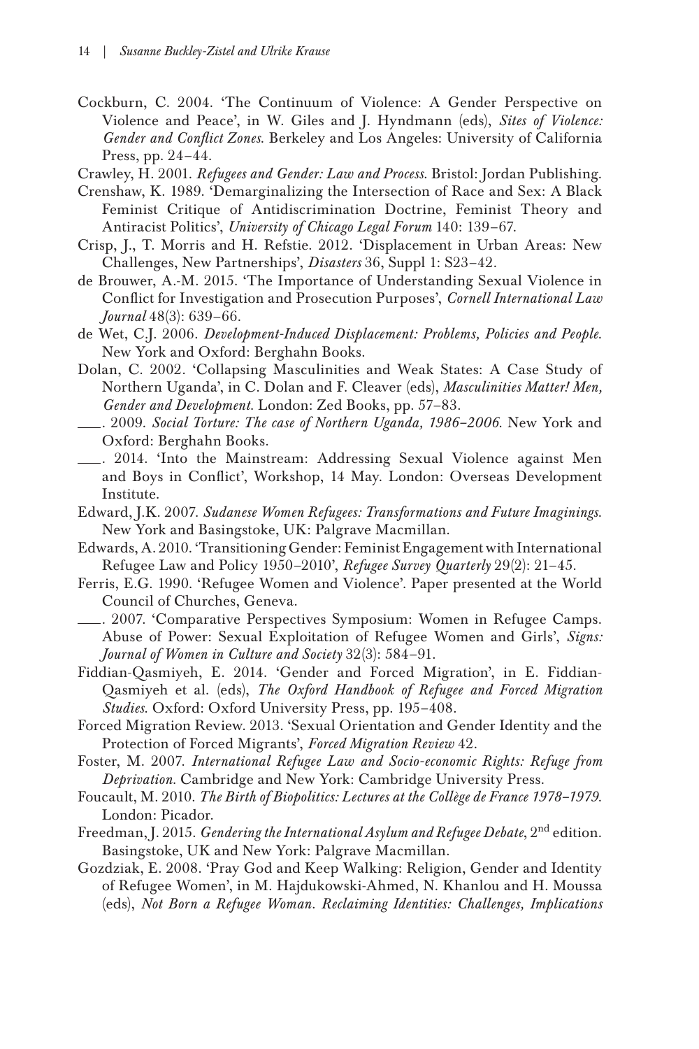Cockburn, C. 2004. 'The Continuum of Violence: A Gender Perspective on Violence and Peace', in W. Giles and J. Hyndmann (eds), *Sites of Violence: Gender and Conflict Zones*. Berkeley and Los Angeles: University of California Press, pp. 24–44.

Crawley, H. 2001. *Refugees and Gender: Law and Process*. Bristol: Jordan Publishing.

Crenshaw, K. 1989. 'Demarginalizing the Intersection of Race and Sex: A Black Feminist Critique of Antidiscrimination Doctrine, Feminist Theory and Antiracist Politics', *University of Chicago Legal Forum* 140: 139–67.

Crisp, J., T. Morris and H. Refstie. 2012. 'Displacement in Urban Areas: New Challenges, New Partnerships', *Disasters* 36, Suppl 1: S23–42.

de Brouwer, A.-M. 2015. 'The Importance of Understanding Sexual Violence in Conflict for Investigation and Prosecution Purposes', *Cornell International Law Journal* 48(3): 639–66.

de Wet, C.J. 2006. *Development-Induced Displacement: Problems, Policies and People*. New York and Oxford: Berghahn Books.

Dolan, C. 2002. 'Collapsing Masculinities and Weak States: A Case Study of Northern Uganda', in C. Dolan and F. Cleaver (eds), *Masculinities Matter! Men, Gender and Development*. London: Zed Books, pp. 57–83.

———. 2009. *Social Torture: The case of Northern Uganda, 1986–2006*. New York and Oxford: Berghahn Books.

———. 2014. 'Into the Mainstream: Addressing Sexual Violence against Men and Boys in Conflict', Workshop, 14 May. London: Overseas Development Institute.

Edward, J.K. 2007. *Sudanese Women Refugees: Transformations and Future Imaginings*. New York and Basingstoke, UK: Palgrave Macmillan.

Edwards, A. 2010. 'Transitioning Gender: Feminist Engagement with International Refugee Law and Policy 1950–2010', *Refugee Survey Quarterly* 29(2): 21–45.

Ferris, E.G. 1990. 'Refugee Women and Violence'. Paper presented at the World Council of Churches, Geneva.

———. 2007. 'Comparative Perspectives Symposium: Women in Refugee Camps. Abuse of Power: Sexual Exploitation of Refugee Women and Girls', *Signs: Journal of Women in Culture and Society* 32(3): 584–91.

Fiddian-Qasmiyeh, E. 2014. 'Gender and Forced Migration', in E. Fiddian-Qasmiyeh et al. (eds), *The Oxford Handbook of Refugee and Forced Migration Studies*. Oxford: Oxford University Press, pp. 195–408.

Forced Migration Review. 2013. 'Sexual Orientation and Gender Identity and the Protection of Forced Migrants', *Forced Migration Review* 42.

Foster, M. 2007. *International Refugee Law and Socio-economic Rights: Refuge from Deprivation*. Cambridge and New York: Cambridge University Press.

Foucault, M. 2010. *The Birth of Biopolitics: Lectures at the Collège de France 1978–1979*. London: Picador.

Freedman, J. 2015. *Gendering the International Asylum and Refugee Debate*, 2nd edition. Basingstoke, UK and New York: Palgrave Macmillan.

Gozdziak, E. 2008. 'Pray God and Keep Walking: Religion, Gender and Identity of Refugee Women', in M. Hajdukowski-Ahmed, N. Khanlou and H. Moussa (eds), *Not Born a Refugee Woman. Reclaiming Identities: Challenges, Implications*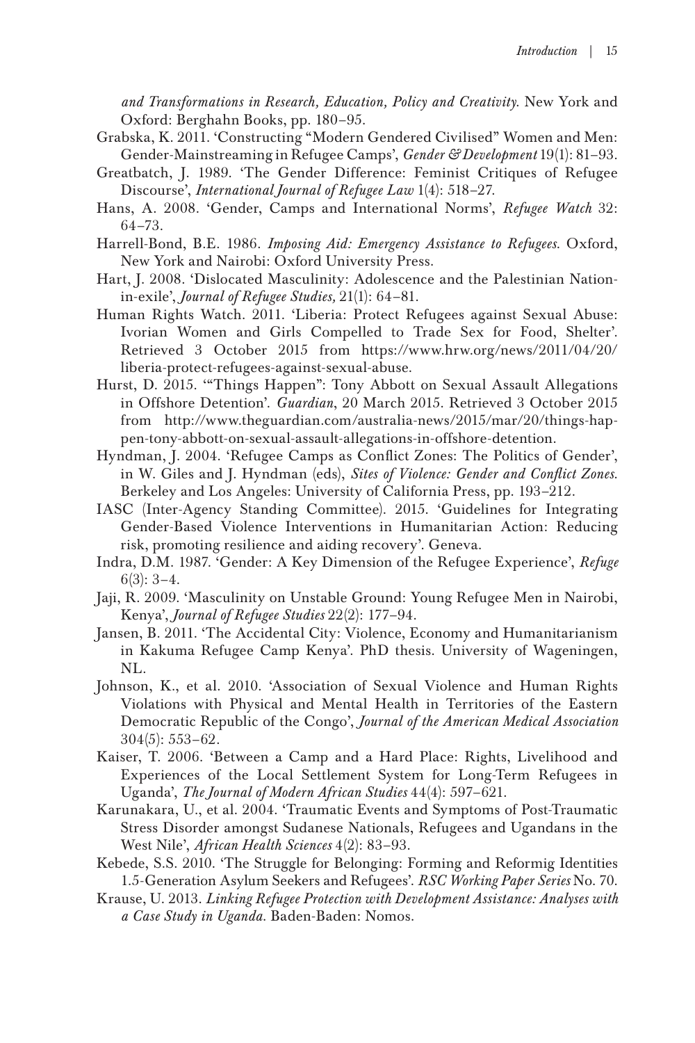*and Transformations in Research, Education, Policy and Creativity*. New York and Oxford: Berghahn Books, pp. 180–95.

Grabska, K. 2011. 'Constructing "Modern Gendered Civilised" Women and Men: Gender-Mainstreaming in Refugee Camps', *Gender & Development* 19(1): 81–93.

Greatbatch, J. 1989. 'The Gender Difference: Feminist Critiques of Refugee Discourse', *International Journal of Refugee Law* 1(4): 518–27.

Hans, A. 2008. 'Gender, Camps and International Norms', *Refugee Watch* 32: 64–73.

Harrell-Bond, B.E. 1986. *Imposing Aid: Emergency Assistance to Refugees*. Oxford, New York and Nairobi: Oxford University Press.

Hart, J. 2008. 'Dislocated Masculinity: Adolescence and the Palestinian Nation-in-exile', *Journal of Refugee Studies,* 21(1): 64–81.

Human Rights Watch. 2011. 'Liberia: Protect Refugees against Sexual Abuse: Ivorian Women and Girls Compelled to Trade Sex for Food, Shelter'. Retrieved 3 October 2015 from https://www.hrw.org/news/2011/04/20/liberia-protect-refugees-against-sexual-abuse.

Hurst, D. 2015. '"Things Happen": Tony Abbott on Sexual Assault Allegations in Offshore Detention'. *Guardian*, 20 March 2015. Retrieved 3 October 2015 from http://www.theguardian.com/australia-news/2015/mar/20/things-happen-tony-abbott-on-sexual-assault-allegations-in-offshore-detention.

Hyndman, J. 2004. 'Refugee Camps as Conflict Zones: The Politics of Gender', in W. Giles and J. Hyndman (eds), *Sites of Violence: Gender and Conflict Zones*. Berkeley and Los Angeles: University of California Press, pp. 193–212.

IASC (Inter-Agency Standing Committee). 2015. 'Guidelines for Integrating Gender-Based Violence Interventions in Humanitarian Action: Reducing risk, promoting resilience and aiding recovery'. Geneva.

Indra, D.M. 1987. 'Gender: A Key Dimension of the Refugee Experience', *Refuge* 6(3): 3–4.

Jaji, R. 2009. 'Masculinity on Unstable Ground: Young Refugee Men in Nairobi, Kenya', *Journal of Refugee Studies* 22(2): 177–94.

Jansen, B. 2011. 'The Accidental City: Violence, Economy and Humanitarianism in Kakuma Refugee Camp Kenya'. PhD thesis. University of Wageningen, NL.

Johnson, K., et al. 2010. 'Association of Sexual Violence and Human Rights Violations with Physical and Mental Health in Territories of the Eastern Democratic Republic of the Congo', *Journal of the American Medical Association* 304(5): 553–62.

Kaiser, T. 2006. 'Between a Camp and a Hard Place: Rights, Livelihood and Experiences of the Local Settlement System for Long-Term Refugees in Uganda', *The Journal of Modern African Studies* 44(4): 597–621.

Karunakara, U., et al. 2004. 'Traumatic Events and Symptoms of Post-Traumatic Stress Disorder amongst Sudanese Nationals, Refugees and Ugandans in the West Nile', *African Health Sciences* 4(2): 83–93.

Kebede, S.S. 2010. 'The Struggle for Belonging: Forming and Reformig Identities 1.5-Generation Asylum Seekers and Refugees'. *RSC Working Paper Series* No. 70.

Krause, U. 2013. *Linking Refugee Protection with Development Assistance: Analyses with a Case Study in Uganda*. Baden-Baden: Nomos.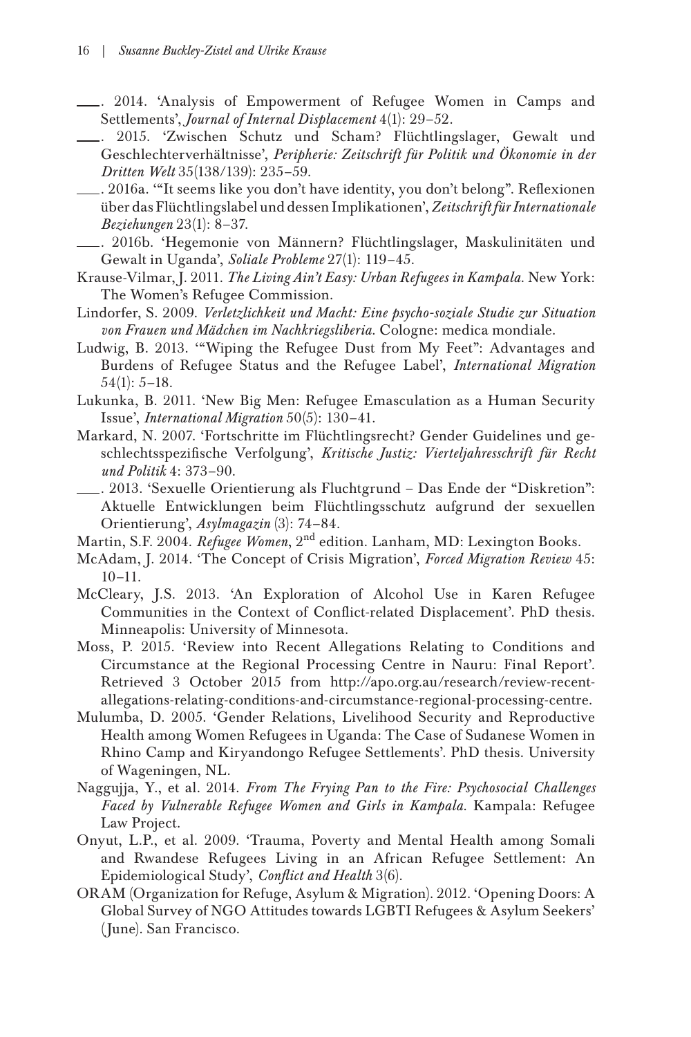———. 2014. 'Analysis of Empowerment of Refugee Women in Camps and Settlements', *Journal of Internal Displacement* 4(1): 29–52.

———. 2015. 'Zwischen Schutz und Scham? Flüchtlingslager, Gewalt und Geschlechterverhältnisse', *Peripherie: Zeitschrift für Politik und Ökonomie in der Dritten Welt* 35(138/139): 235–59.

———. 2016a. '"It seems like you don't have identity, you don't belong". Reflexionen über das Flüchtlingslabel und dessen Implikationen', *Zeitschrift für Internationale Beziehungen* 23(1): 8–37.

———. 2016b. 'Hegemonie von Männern? Flüchtlingslager, Maskulinitäten und Gewalt in Uganda', *Soliale Probleme* 27(1): 119–45.

Krause-Vilmar, J. 2011. *The Living Ain't Easy: Urban Refugees in Kampala*. New York: The Women's Refugee Commission.

Lindorfer, S. 2009. *Verletzlichkeit und Macht: Eine psycho-soziale Studie zur Situation von Frauen und Mädchen im Nachkriegsliberia*. Cologne: medica mondiale.

Ludwig, B. 2013. '"Wiping the Refugee Dust from My Feet": Advantages and Burdens of Refugee Status and the Refugee Label', *International Migration* 54(1): 5–18.

Lukunka, B. 2011. 'New Big Men: Refugee Emasculation as a Human Security Issue', *International Migration* 50(5): 130–41.

Markard, N. 2007. 'Fortschritte im Flüchtlingsrecht? Gender Guidelines und geschlechtsspezifische Verfolgung', *Kritische Justiz: Vierteljahresschrift für Recht und Politik* 4: 373–90.

———. 2013. 'Sexuelle Orientierung als Fluchtgrund – Das Ende der "Diskretion": Aktuelle Entwicklungen beim Flüchtlingsschutz aufgrund der sexuellen Orientierung', *Asylmagazin* (3): 74–84.

Martin, S.F. 2004. *Refugee Women*, 2nd edition. Lanham, MD: Lexington Books.

McAdam, J. 2014. 'The Concept of Crisis Migration', *Forced Migration Review* 45: 10–11.

McCleary, J.S. 2013. 'An Exploration of Alcohol Use in Karen Refugee Communities in the Context of Conflict-related Displacement'. PhD thesis. Minneapolis: University of Minnesota.

Moss, P. 2015. 'Review into Recent Allegations Relating to Conditions and Circumstance at the Regional Processing Centre in Nauru: Final Report'. Retrieved 3 October 2015 from http://apo.org.au/research/review-recent-allegations-relating-conditions-and-circumstance-regional-processing-centre.

Mulumba, D. 2005. 'Gender Relations, Livelihood Security and Reproductive Health among Women Refugees in Uganda: The Case of Sudanese Women in Rhino Camp and Kiryandongo Refugee Settlements'. PhD thesis. University of Wageningen, NL.

Naggujja, Y., et al. 2014. *From The Frying Pan to the Fire: Psychosocial Challenges Faced by Vulnerable Refugee Women and Girls in Kampala*. Kampala: Refugee Law Project.

Onyut, L.P., et al. 2009. 'Trauma, Poverty and Mental Health among Somali and Rwandese Refugees Living in an African Refugee Settlement: An Epidemiological Study', *Conflict and Health* 3(6).

ORAM (Organization for Refuge, Asylum & Migration). 2012. 'Opening Doors: A Global Survey of NGO Attitudes towards LGBTI Refugees & Asylum Seekers' (June). San Francisco.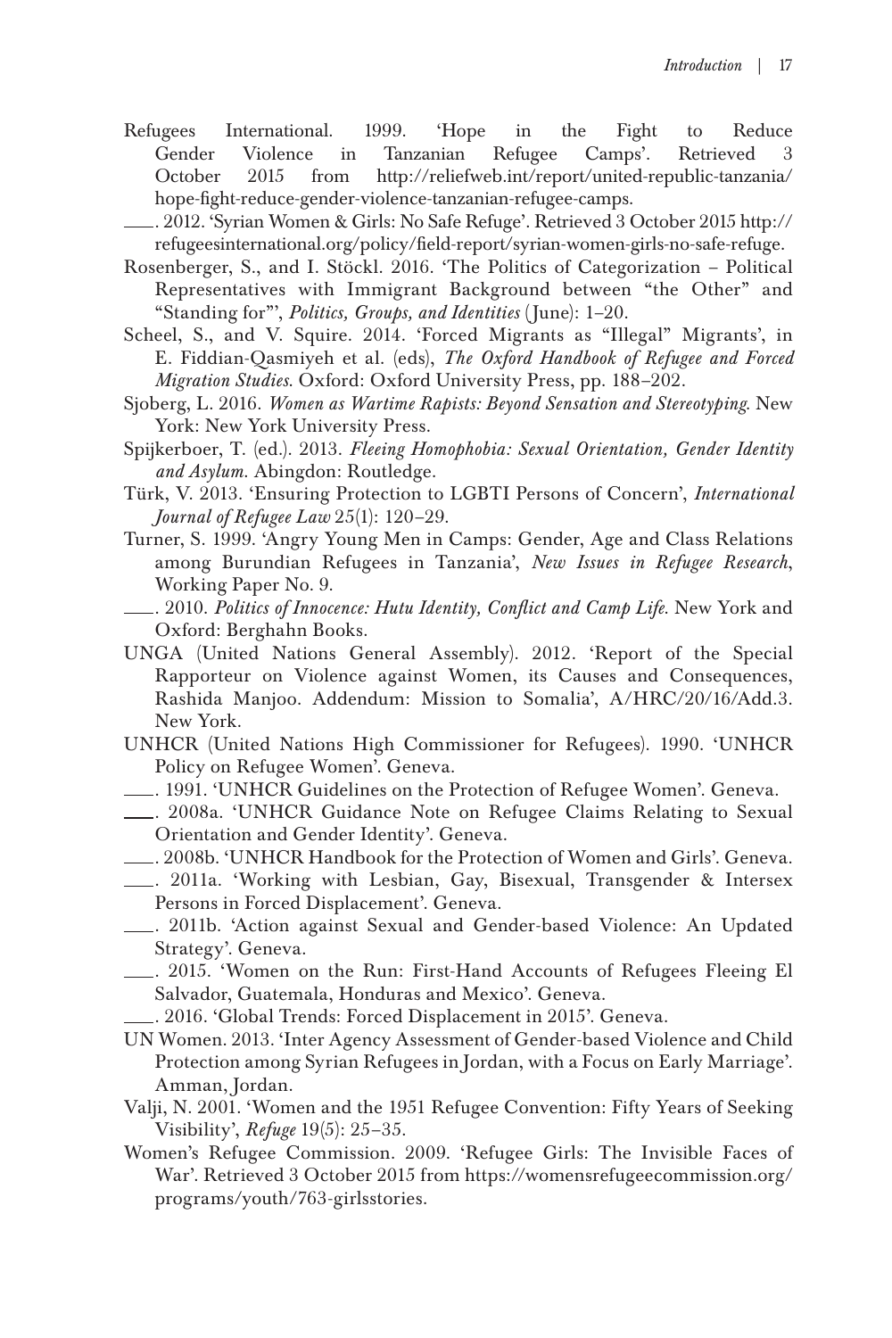Refugees International. 1999. 'Hope in the Fight to Reduce Gender Violence in Tanzanian Refugee Camps'. Retrieved 3 October 2015 from http://reliefweb.int/report/united-republic-tanzania/hope-fight-reduce-gender-violence-tanzanian-refugee-camps.

———. 2012. 'Syrian Women & Girls: No Safe Refuge'. Retrieved 3 October 2015 http://refugeesinternational.org/policy/field-report/syrian-women-girls-no-safe-refuge.

Rosenberger, S., and I. Stöckl. 2016. 'The Politics of Categorization – Political Representatives with Immigrant Background between "the Other" and "Standing for"', *Politics, Groups, and Identities* (June): 1–20.

Scheel, S., and V. Squire. 2014. 'Forced Migrants as "Illegal" Migrants', in E. Fiddian-Qasmiyeh et al. (eds), *The Oxford Handbook of Refugee and Forced Migration Studies*. Oxford: Oxford University Press, pp. 188–202.

Sjoberg, L. 2016. *Women as Wartime Rapists: Beyond Sensation and Stereotyping*. New York: New York University Press.

Spijkerboer, T. (ed.). 2013. *Fleeing Homophobia: Sexual Orientation, Gender Identity and Asylum*. Abingdon: Routledge.

Türk, V. 2013. 'Ensuring Protection to LGBTI Persons of Concern', *International Journal of Refugee Law* 25(1): 120–29.

Turner, S. 1999. 'Angry Young Men in Camps: Gender, Age and Class Relations among Burundian Refugees in Tanzania', *New Issues in Refugee Research*, Working Paper No. 9.

———. 2010. *Politics of Innocence: Hutu Identity, Conflict and Camp Life*. New York and Oxford: Berghahn Books.

UNGA (United Nations General Assembly). 2012. 'Report of the Special Rapporteur on Violence against Women, its Causes and Consequences, Rashida Manjoo. Addendum: Mission to Somalia', A/HRC/20/16/Add.3. New York.

UNHCR (United Nations High Commissioner for Refugees). 1990. 'UNHCR Policy on Refugee Women'. Geneva.

———. 1991. 'UNHCR Guidelines on the Protection of Refugee Women'. Geneva.

———. 2008a. 'UNHCR Guidance Note on Refugee Claims Relating to Sexual Orientation and Gender Identity'. Geneva.

———. 2008b. 'UNHCR Handbook for the Protection of Women and Girls'. Geneva.

———. 2011a. 'Working with Lesbian, Gay, Bisexual, Transgender & Intersex Persons in Forced Displacement'. Geneva.

———. 2011b. 'Action against Sexual and Gender-based Violence: An Updated Strategy'. Geneva.

———. 2015. 'Women on the Run: First-Hand Accounts of Refugees Fleeing El Salvador, Guatemala, Honduras and Mexico'. Geneva.

———. 2016. 'Global Trends: Forced Displacement in 2015'. Geneva.

UN Women. 2013. 'Inter Agency Assessment of Gender-based Violence and Child Protection among Syrian Refugees in Jordan, with a Focus on Early Marriage'. Amman, Jordan.

Valji, N. 2001. 'Women and the 1951 Refugee Convention: Fifty Years of Seeking Visibility', *Refuge* 19(5): 25–35.

Women's Refugee Commission. 2009. 'Refugee Girls: The Invisible Faces of War'. Retrieved 3 October 2015 from https://womensrefugeecommission.org/programs/youth/763-girlsstories.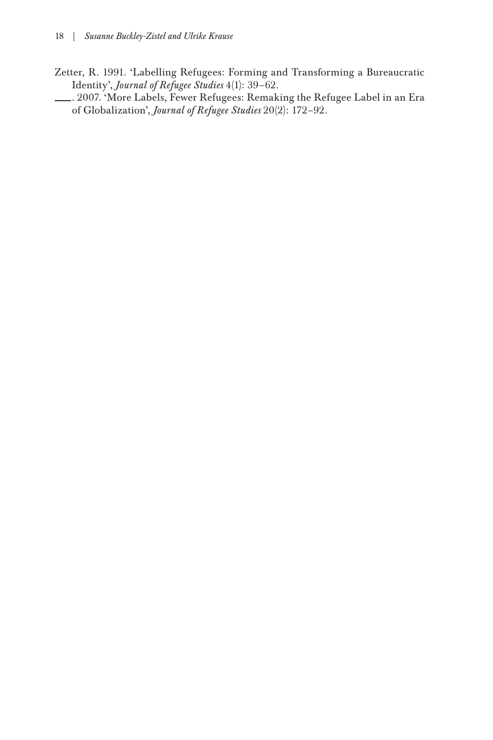Zetter, R. 1991. 'Labelling Refugees: Forming and Transforming a Bureaucratic Identity', *Journal of Refugee Studies* 4(1): 39–62.

———. 2007. 'More Labels, Fewer Refugees: Remaking the Refugee Label in an Era of Globalization', *Journal of Refugee Studies* 20(2): 172–92.